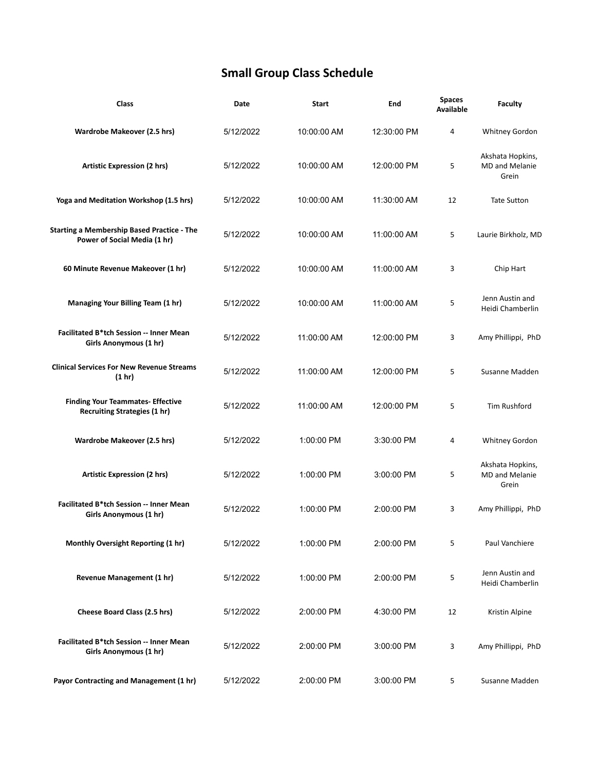# Small Group Class Schedule

| Class | Date | Start | End | Spaces Available | Faculty |
|---|---|---|---|---|---|
| **Wardrobe Makeover (2.5 hrs)** | 5/12/2022 | 10:00:00 AM | 12:30:00 PM | 4 | Whitney Gordon |
| **Artistic Expression (2 hrs)** | 5/12/2022 | 10:00:00 AM | 12:00:00 PM | 5 | Akshata Hopkins, MD and Melanie Grein |
| **Yoga and Meditation Workshop (1.5 hrs)** | 5/12/2022 | 10:00:00 AM | 11:30:00 AM | 12 | Tate Sutton |
| **Starting a Membership Based Practice - The Power of Social Media (1 hr)** | 5/12/2022 | 10:00:00 AM | 11:00:00 AM | 5 | Laurie Birkholz, MD |
| **60 Minute Revenue Makeover (1 hr)** | 5/12/2022 | 10:00:00 AM | 11:00:00 AM | 3 | Chip Hart |
| **Managing Your Billing Team (1 hr)** | 5/12/2022 | 10:00:00 AM | 11:00:00 AM | 5 | Jenn Austin and Heidi Chamberlin |
| **Facilitated B*tch Session -- Inner Mean Girls Anonymous (1 hr)** | 5/12/2022 | 11:00:00 AM | 12:00:00 PM | 3 | Amy Phillippi, PhD |
| **Clinical Services For New Revenue Streams (1 hr)** | 5/12/2022 | 11:00:00 AM | 12:00:00 PM | 5 | Susanne Madden |
| **Finding Your Teammates- Effective Recruiting Strategies (1 hr)** | 5/12/2022 | 11:00:00 AM | 12:00:00 PM | 5 | Tim Rushford |
| **Wardrobe Makeover (2.5 hrs)** | 5/12/2022 | 1:00:00 PM | 3:30:00 PM | 4 | Whitney Gordon |
| **Artistic Expression (2 hrs)** | 5/12/2022 | 1:00:00 PM | 3:00:00 PM | 5 | Akshata Hopkins, MD and Melanie Grein |
| **Facilitated B*tch Session -- Inner Mean Girls Anonymous (1 hr)** | 5/12/2022 | 1:00:00 PM | 2:00:00 PM | 3 | Amy Phillippi, PhD |
| **Monthly Oversight Reporting (1 hr)** | 5/12/2022 | 1:00:00 PM | 2:00:00 PM | 5 | Paul Vanchiere |
| **Revenue Management (1 hr)** | 5/12/2022 | 1:00:00 PM | 2:00:00 PM | 5 | Jenn Austin and Heidi Chamberlin |
| **Cheese Board Class (2.5 hrs)** | 5/12/2022 | 2:00:00 PM | 4:30:00 PM | 12 | Kristin Alpine |
| **Facilitated B*tch Session -- Inner Mean Girls Anonymous (1 hr)** | 5/12/2022 | 2:00:00 PM | 3:00:00 PM | 3 | Amy Phillippi, PhD |
| **Payor Contracting and Management (1 hr)** | 5/12/2022 | 2:00:00 PM | 3:00:00 PM | 5 | Susanne Madden |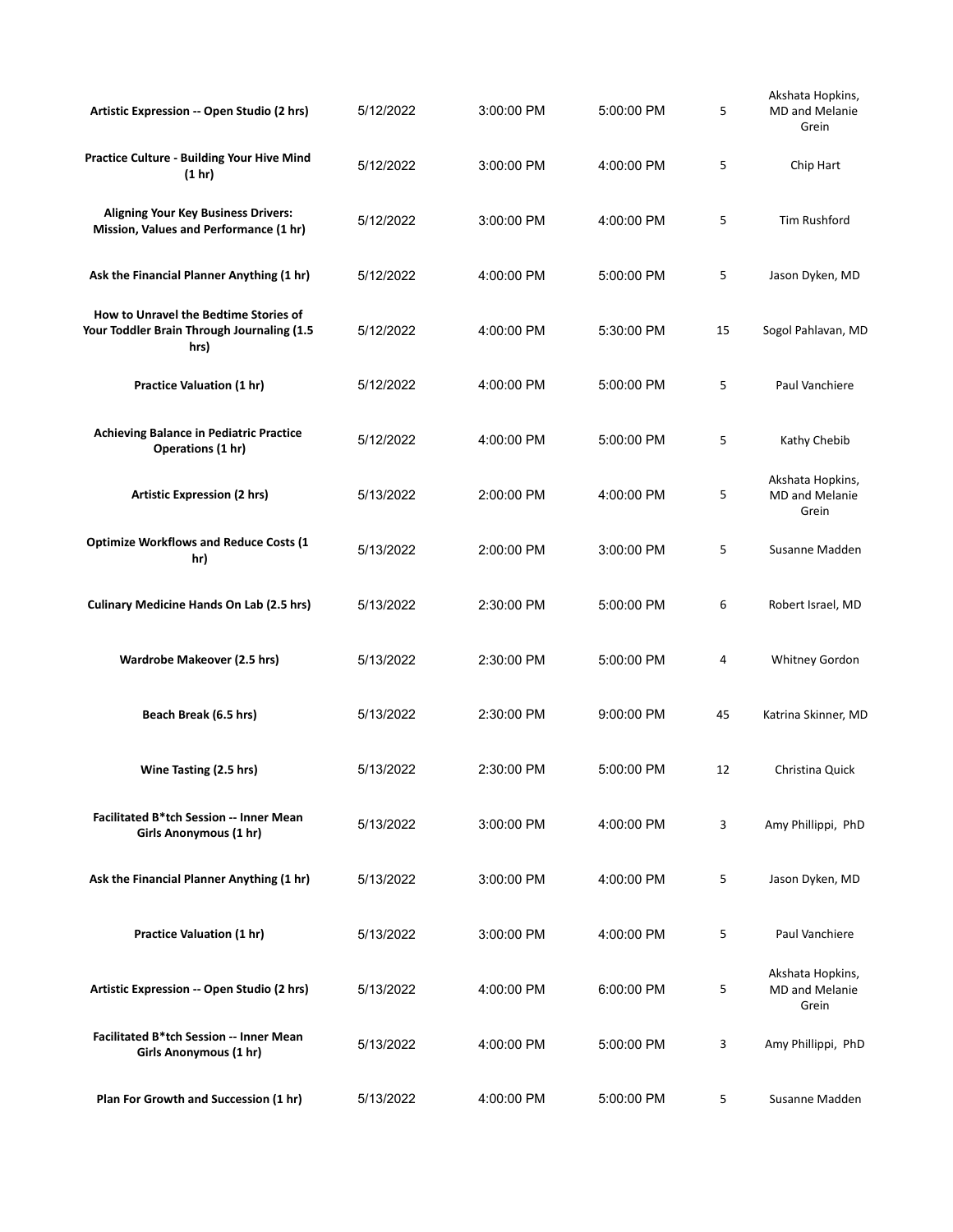| | | | | | |
|---|---|---|---|---|---|
| **Artistic Expression -- Open Studio (2 hrs)** | 5/12/2022 | 3:00:00 PM | 5:00:00 PM | 5 | Akshata Hopkins, MD and Melanie Grein |
| **Practice Culture - Building Your Hive Mind (1 hr)** | 5/12/2022 | 3:00:00 PM | 4:00:00 PM | 5 | Chip Hart |
| **Aligning Your Key Business Drivers: Mission, Values and Performance (1 hr)** | 5/12/2022 | 3:00:00 PM | 4:00:00 PM | 5 | Tim Rushford |
| **Ask the Financial Planner Anything (1 hr)** | 5/12/2022 | 4:00:00 PM | 5:00:00 PM | 5 | Jason Dyken, MD |
| **How to Unravel the Bedtime Stories of Your Toddler Brain Through Journaling (1.5 hrs)** | 5/12/2022 | 4:00:00 PM | 5:30:00 PM | 15 | Sogol Pahlavan, MD |
| **Practice Valuation (1 hr)** | 5/12/2022 | 4:00:00 PM | 5:00:00 PM | 5 | Paul Vanchiere |
| **Achieving Balance in Pediatric Practice Operations (1 hr)** | 5/12/2022 | 4:00:00 PM | 5:00:00 PM | 5 | Kathy Chebib |
| **Artistic Expression (2 hrs)** | 5/13/2022 | 2:00:00 PM | 4:00:00 PM | 5 | Akshata Hopkins, MD and Melanie Grein |
| **Optimize Workflows and Reduce Costs (1 hr)** | 5/13/2022 | 2:00:00 PM | 3:00:00 PM | 5 | Susanne Madden |
| **Culinary Medicine Hands On Lab (2.5 hrs)** | 5/13/2022 | 2:30:00 PM | 5:00:00 PM | 6 | Robert Israel, MD |
| **Wardrobe Makeover (2.5 hrs)** | 5/13/2022 | 2:30:00 PM | 5:00:00 PM | 4 | Whitney Gordon |
| **Beach Break (6.5 hrs)** | 5/13/2022 | 2:30:00 PM | 9:00:00 PM | 45 | Katrina Skinner, MD |
| **Wine Tasting (2.5 hrs)** | 5/13/2022 | 2:30:00 PM | 5:00:00 PM | 12 | Christina Quick |
| **Facilitated B*tch Session -- Inner Mean Girls Anonymous (1 hr)** | 5/13/2022 | 3:00:00 PM | 4:00:00 PM | 3 | Amy Phillippi, PhD |
| **Ask the Financial Planner Anything (1 hr)** | 5/13/2022 | 3:00:00 PM | 4:00:00 PM | 5 | Jason Dyken, MD |
| **Practice Valuation (1 hr)** | 5/13/2022 | 3:00:00 PM | 4:00:00 PM | 5 | Paul Vanchiere |
| **Artistic Expression -- Open Studio (2 hrs)** | 5/13/2022 | 4:00:00 PM | 6:00:00 PM | 5 | Akshata Hopkins, MD and Melanie Grein |
| **Facilitated B*tch Session -- Inner Mean Girls Anonymous (1 hr)** | 5/13/2022 | 4:00:00 PM | 5:00:00 PM | 3 | Amy Phillippi, PhD |
| **Plan For Growth and Succession (1 hr)** | 5/13/2022 | 4:00:00 PM | 5:00:00 PM | 5 | Susanne Madden |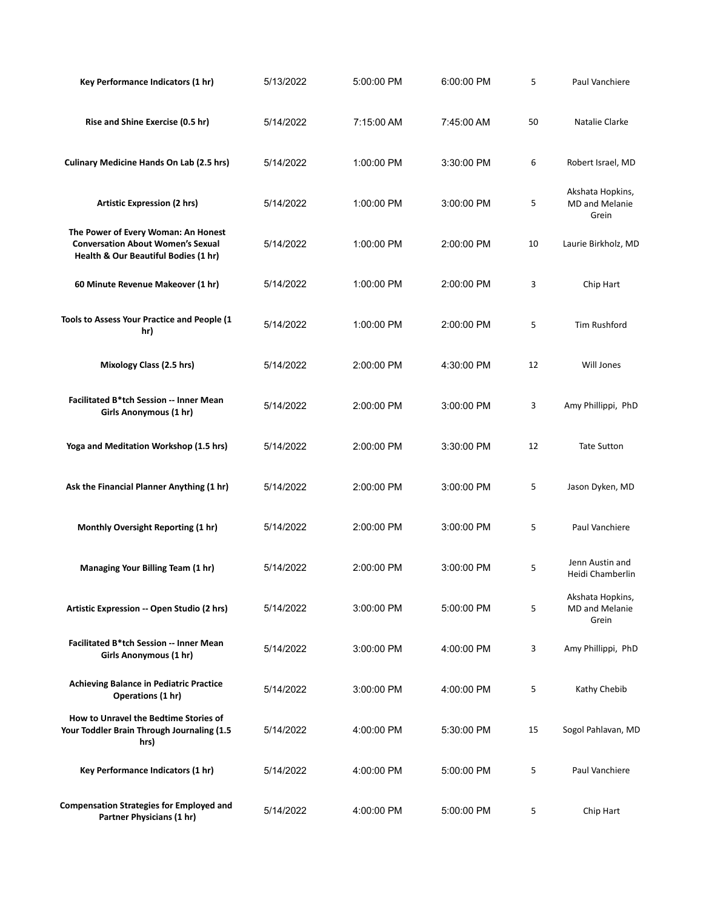| | | | | | |
|---|---|---|---|---|---|
| **Key Performance Indicators (1 hr)** | 5/13/2022 | 5:00:00 PM | 6:00:00 PM | 5 | Paul Vanchiere |
| **Rise and Shine Exercise (0.5 hr)** | 5/14/2022 | 7:15:00 AM | 7:45:00 AM | 50 | Natalie Clarke |
| **Culinary Medicine Hands On Lab (2.5 hrs)** | 5/14/2022 | 1:00:00 PM | 3:30:00 PM | 6 | Robert Israel, MD |
| **Artistic Expression (2 hrs)** | 5/14/2022 | 1:00:00 PM | 3:00:00 PM | 5 | Akshata Hopkins, MD and Melanie Grein |
| **The Power of Every Woman: An Honest Conversation About Women's Sexual Health & Our Beautiful Bodies (1 hr)** | 5/14/2022 | 1:00:00 PM | 2:00:00 PM | 10 | Laurie Birkholz, MD |
| **60 Minute Revenue Makeover (1 hr)** | 5/14/2022 | 1:00:00 PM | 2:00:00 PM | 3 | Chip Hart |
| **Tools to Assess Your Practice and People (1 hr)** | 5/14/2022 | 1:00:00 PM | 2:00:00 PM | 5 | Tim Rushford |
| **Mixology Class (2.5 hrs)** | 5/14/2022 | 2:00:00 PM | 4:30:00 PM | 12 | Will Jones |
| **Facilitated B*tch Session -- Inner Mean Girls Anonymous (1 hr)** | 5/14/2022 | 2:00:00 PM | 3:00:00 PM | 3 | Amy Phillippi, PhD |
| **Yoga and Meditation Workshop (1.5 hrs)** | 5/14/2022 | 2:00:00 PM | 3:30:00 PM | 12 | Tate Sutton |
| **Ask the Financial Planner Anything (1 hr)** | 5/14/2022 | 2:00:00 PM | 3:00:00 PM | 5 | Jason Dyken, MD |
| **Monthly Oversight Reporting (1 hr)** | 5/14/2022 | 2:00:00 PM | 3:00:00 PM | 5 | Paul Vanchiere |
| **Managing Your Billing Team (1 hr)** | 5/14/2022 | 2:00:00 PM | 3:00:00 PM | 5 | Jenn Austin and Heidi Chamberlin |
| **Artistic Expression -- Open Studio (2 hrs)** | 5/14/2022 | 3:00:00 PM | 5:00:00 PM | 5 | Akshata Hopkins, MD and Melanie Grein |
| **Facilitated B*tch Session -- Inner Mean Girls Anonymous (1 hr)** | 5/14/2022 | 3:00:00 PM | 4:00:00 PM | 3 | Amy Phillippi, PhD |
| **Achieving Balance in Pediatric Practice Operations (1 hr)** | 5/14/2022 | 3:00:00 PM | 4:00:00 PM | 5 | Kathy Chebib |
| **How to Unravel the Bedtime Stories of Your Toddler Brain Through Journaling (1.5 hrs)** | 5/14/2022 | 4:00:00 PM | 5:30:00 PM | 15 | Sogol Pahlavan, MD |
| **Key Performance Indicators (1 hr)** | 5/14/2022 | 4:00:00 PM | 5:00:00 PM | 5 | Paul Vanchiere |
| **Compensation Strategies for Employed and Partner Physicians (1 hr)** | 5/14/2022 | 4:00:00 PM | 5:00:00 PM | 5 | Chip Hart |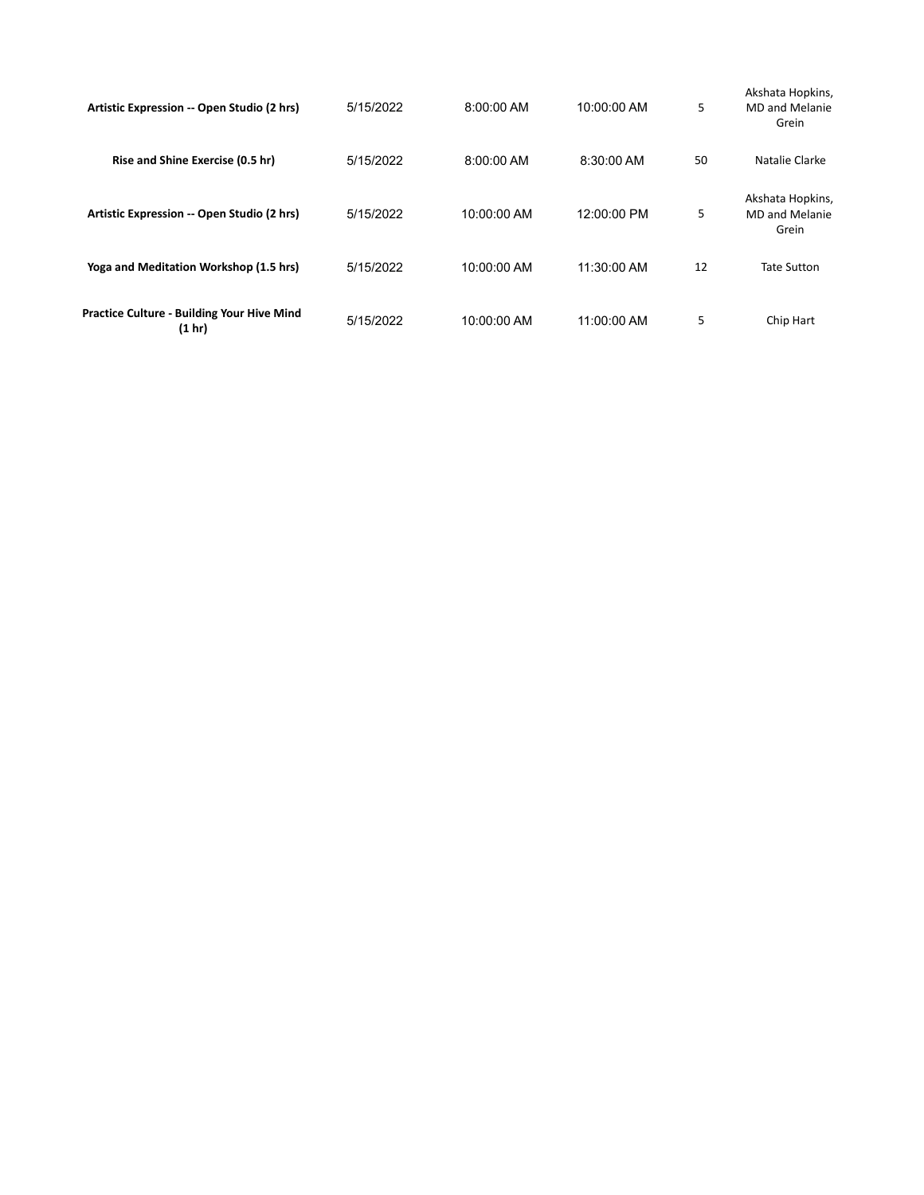| | | | | | |
|---|---|---|---|---|---|
| **Artistic Expression -- Open Studio (2 hrs)** | 5/15/2022 | 8:00:00 AM | 10:00:00 AM | 5 | Akshata Hopkins, MD and Melanie Grein |
| **Rise and Shine Exercise (0.5 hr)** | 5/15/2022 | 8:00:00 AM | 8:30:00 AM | 50 | Natalie Clarke |
| **Artistic Expression -- Open Studio (2 hrs)** | 5/15/2022 | 10:00:00 AM | 12:00:00 PM | 5 | Akshata Hopkins, MD and Melanie Grein |
| **Yoga and Meditation Workshop (1.5 hrs)** | 5/15/2022 | 10:00:00 AM | 11:30:00 AM | 12 | Tate Sutton |
| **Practice Culture - Building Your Hive Mind (1 hr)** | 5/15/2022 | 10:00:00 AM | 11:00:00 AM | 5 | Chip Hart |